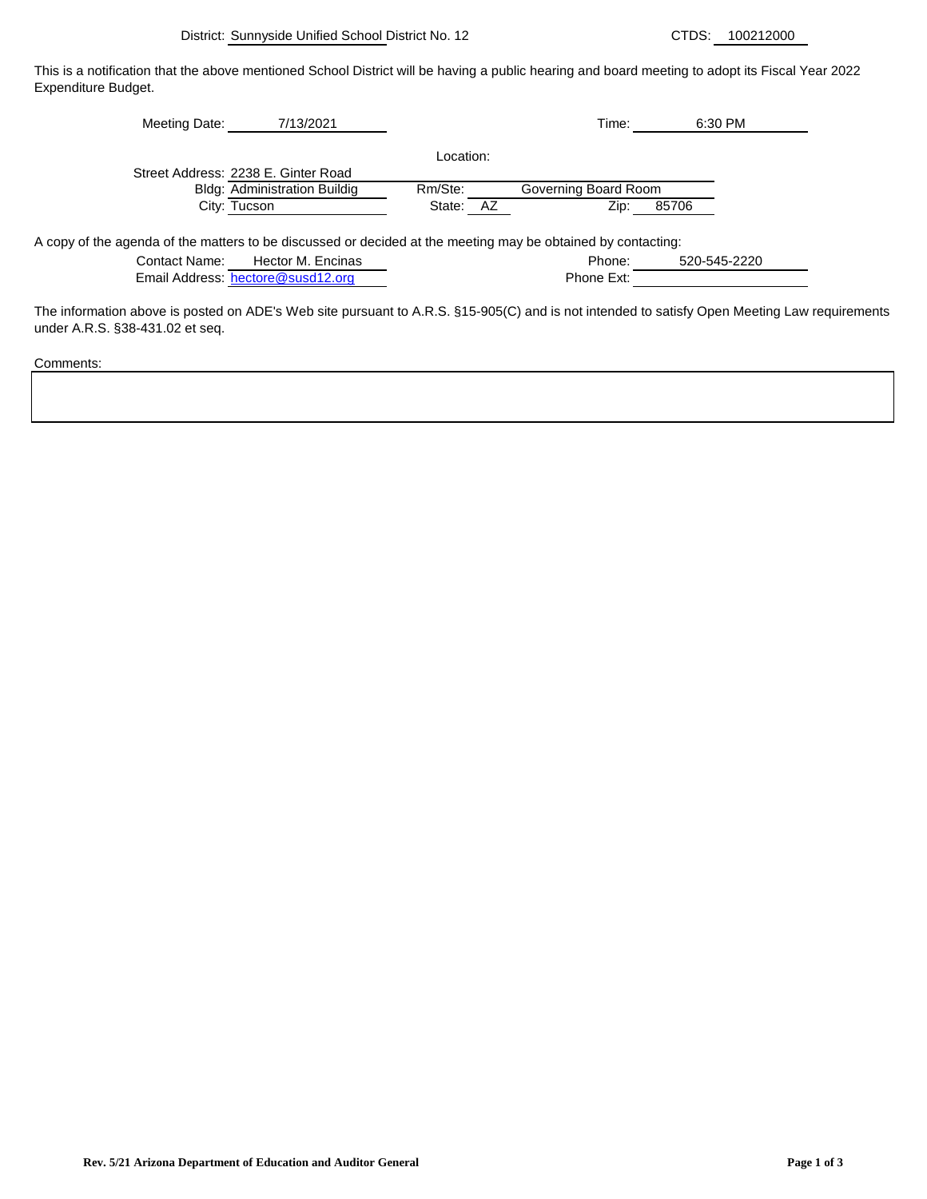District: Sunnyside Unified School District No. 12 CTDS: 100212000

This is a notification that the above mentioned School District will be having a public hearing and board meeting to adopt its Fiscal Year 2022 Expenditure Budget.

Meeting Date: 7/13/2021 Time: 6:30 PM

Location:

Street Address: 2238 E. Ginter Road

Bldg: Administration Buildig Rm/Ste: Governing Board Room

City: Tucson State: AZ Zip: 85706

A copy of the agenda of the matters to be discussed or decided at the meeting may be obtained by contacting:

Contact Name: Hector M. Encinas Phone: 520-545-2220

Email Address: hectore@susd12.org Phone Ext:

The information above is posted on ADE's Web site pursuant to A.R.S. §15-905(C) and is not intended to satisfy Open Meeting Law requirements under A.R.S. §38-431.02 et seq.

Comments:

Rev. 5/21 Arizona Department of Education and Auditor General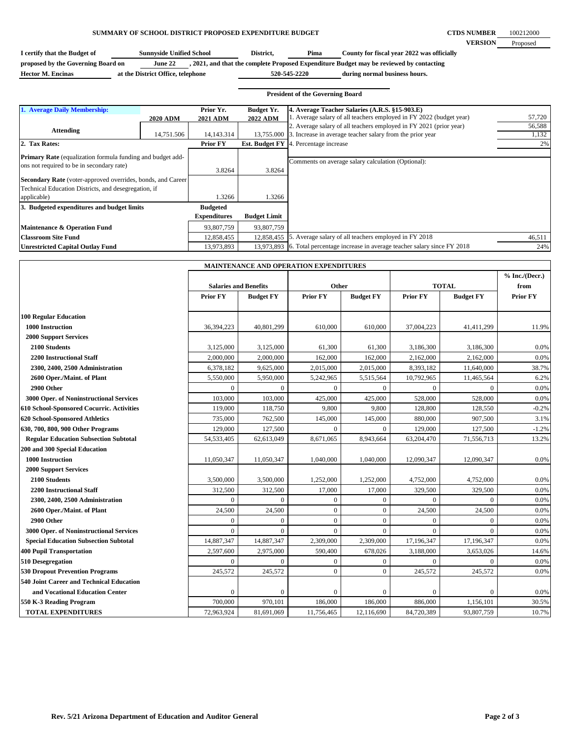**SUMMARY OF SCHOOL DISTRICT PROPOSED EXPENDITURE BUDGET**

**CTDS NUMBER** 100212000
**VERSION** Proposed

**I certify that the Budget of** **Sunnyside Unified School** **District,** **Pima** **County for fiscal year 2022 was officially proposed by the Governing Board on** **June 22** **, 2021, and that the complete Proposed Expenditure Budget may be reviewed by contacting** **Hector M. Encinas** **at the District Office, telephone** **520-545-2220** **during normal business hours.**

**President of the Governing Board**

| **1. Average Daily Membership:** | **2020 ADM** | **Prior Yr. 2021 ADM** | **Budget Yr. 2022 ADM** |
|---|---|---|---|
| **Attending** | 14,751.506 | 14,143.314 | 13,755.000 |

| **2. Tax Rates:** | **Prior FY** | **Est. Budget FY** |
|---|---|---|
| **Primary Rate** (equalization formula funding and budget add-ons not required to be in secondary rate) | 3.8264 | 3.8264 |
| **Secondary Rate** (voter-approved overrides, bonds, and Career Technical Education Districts, and desegregation, if applicable) | 1.3266 | 1.3266 |

| **3. Budgeted expenditures and budget limits** | **Budgeted Expenditures** | **Budget Limit** |
|---|---|---|
| **Maintenance & Operation Fund** | 93,807,759 | 93,807,759 |
| **Classroom Site Fund** | 12,858,455 | 12,858,455 |
| **Unrestricted Capital Outlay Fund** | 13,973,893 | 13,973,893 |

| **4. Average Teacher Salaries (A.R.S. §15-903.E)** | |
|---|---|
| 1. Average salary of all teachers employed in FY 2022 (budget year) | 57,720 |
| 2. Average salary of all teachers employed in FY 2021 (prior year) | 56,588 |
| 3. Increase in average teacher salary from the prior year | 1,132 |
| 4. Percentage increase | 2% |
| Comments on average salary calculation (Optional): | |
| 5. Average salary of all teachers employed in FY 2018 | 46,511 |
| 6. Total percentage increase in average teacher salary since FY 2018 | 24% |

**MAINTENANCE AND OPERATION EXPENDITURES**

| | Salaries and Benefits | | Other | | TOTAL | | % Inc./(Decr.) from |
|---|---|---|---|---|---|---|---|
| | **Prior FY** | **Budget FY** | **Prior FY** | **Budget FY** | **Prior FY** | **Budget FY** | **Prior FY** |
| **100 Regular Education** | | | | | | | |
| **1000 Instruction** | 36,394,223 | 40,801,299 | 610,000 | 610,000 | 37,004,223 | 41,411,299 | 11.9% |
| **2000 Support Services** | | | | | | | |
| **2100 Students** | 3,125,000 | 3,125,000 | 61,300 | 61,300 | 3,186,300 | 3,186,300 | 0.0% |
| **2200 Instructional Staff** | 2,000,000 | 2,000,000 | 162,000 | 162,000 | 2,162,000 | 2,162,000 | 0.0% |
| **2300, 2400, 2500 Administration** | 6,378,182 | 9,625,000 | 2,015,000 | 2,015,000 | 8,393,182 | 11,640,000 | 38.7% |
| **2600 Oper./Maint. of Plant** | 5,550,000 | 5,950,000 | 5,242,965 | 5,515,564 | 10,792,965 | 11,465,564 | 6.2% |
| **2900 Other** | 0 | 0 | 0 | 0 | 0 | 0 | 0.0% |
| **3000 Oper. of Noninstructional Services** | 103,000 | 103,000 | 425,000 | 425,000 | 528,000 | 528,000 | 0.0% |
| **610 School-Sponsored Cocurric. Activities** | 119,000 | 118,750 | 9,800 | 9,800 | 128,800 | 128,550 | -0.2% |
| **620 School-Sponsored Athletics** | 735,000 | 762,500 | 145,000 | 145,000 | 880,000 | 907,500 | 3.1% |
| **630, 700, 800, 900 Other Programs** | 129,000 | 127,500 | 0 | 0 | 129,000 | 127,500 | -1.2% |
| **Regular Education Subsection Subtotal** | 54,533,405 | 62,613,049 | 8,671,065 | 8,943,664 | 63,204,470 | 71,556,713 | 13.2% |
| **200 and 300 Special Education** | | | | | | | |
| **1000 Instruction** | 11,050,347 | 11,050,347 | 1,040,000 | 1,040,000 | 12,090,347 | 12,090,347 | 0.0% |
| **2000 Support Services** | | | | | | | |
| **2100 Students** | 3,500,000 | 3,500,000 | 1,252,000 | 1,252,000 | 4,752,000 | 4,752,000 | 0.0% |
| **2200 Instructional Staff** | 312,500 | 312,500 | 17,000 | 17,000 | 329,500 | 329,500 | 0.0% |
| **2300, 2400, 2500 Administration** | 0 | 0 | 0 | 0 | 0 | 0 | 0.0% |
| **2600 Oper./Maint. of Plant** | 24,500 | 24,500 | 0 | 0 | 24,500 | 24,500 | 0.0% |
| **2900 Other** | 0 | 0 | 0 | 0 | 0 | 0 | 0.0% |
| **3000 Oper. of Noninstructional Services** | 0 | 0 | 0 | 0 | 0 | 0 | 0.0% |
| **Special Education Subsection Subtotal** | 14,887,347 | 14,887,347 | 2,309,000 | 2,309,000 | 17,196,347 | 17,196,347 | 0.0% |
| **400 Pupil Transportation** | 2,597,600 | 2,975,000 | 590,400 | 678,026 | 3,188,000 | 3,653,026 | 14.6% |
| **510 Desegregation** | 0 | 0 | 0 | 0 | 0 | 0 | 0.0% |
| **530 Dropout Prevention Programs** | 245,572 | 245,572 | 0 | 0 | 245,572 | 245,572 | 0.0% |
| **540 Joint Career and Technical Education and Vocational Education Center** | 0 | 0 | 0 | 0 | 0 | 0 | 0.0% |
| **550 K-3 Reading Program** | 700,000 | 970,101 | 186,000 | 186,000 | 886,000 | 1,156,101 | 30.5% |
| **TOTAL EXPENDITURES** | 72,963,924 | 81,691,069 | 11,756,465 | 12,116,690 | 84,720,389 | 93,807,759 | 10.7% |

Rev. 5/21 Arizona Department of Education and Auditor General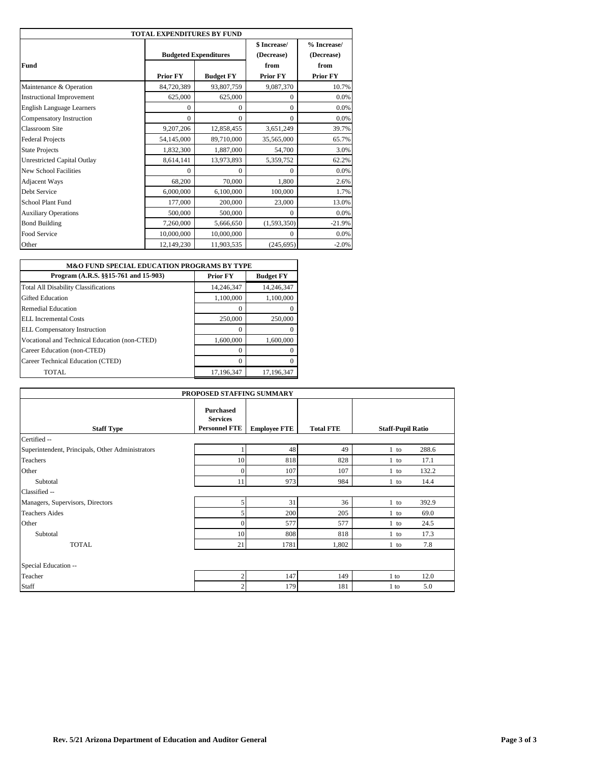| TOTAL EXPENDITURES BY FUND | | | | |
|---|---|---|---|---|
| Fund | Budgeted Expenditures | | \$ Increase/ (Decrease) from | % Increase/ (Decrease) from |
| | Prior FY | Budget FY | Prior FY | Prior FY |
| Maintenance & Operation | 84,720,389 | 93,807,759 | 9,087,370 | 10.7% |
| Instructional Improvement | 625,000 | 625,000 | 0 | 0.0% |
| English Language Learners | 0 | 0 | 0 | 0.0% |
| Compensatory Instruction | 0 | 0 | 0 | 0.0% |
| Classroom Site | 9,207,206 | 12,858,455 | 3,651,249 | 39.7% |
| Federal Projects | 54,145,000 | 89,710,000 | 35,565,000 | 65.7% |
| State Projects | 1,832,300 | 1,887,000 | 54,700 | 3.0% |
| Unrestricted Capital Outlay | 8,614,141 | 13,973,893 | 5,359,752 | 62.2% |
| New School Facilities | 0 | 0 | 0 | 0.0% |
| Adjacent Ways | 68,200 | 70,000 | 1,800 | 2.6% |
| Debt Service | 6,000,000 | 6,100,000 | 100,000 | 1.7% |
| School Plant Fund | 177,000 | 200,000 | 23,000 | 13.0% |
| Auxiliary Operations | 500,000 | 500,000 | 0 | 0.0% |
| Bond Building | 7,260,000 | 5,666,650 | (1,593,350) | -21.9% |
| Food Service | 10,000,000 | 10,000,000 | 0 | 0.0% |
| Other | 12,149,230 | 11,903,535 | (245,695) | -2.0% |

| M&O FUND SPECIAL EDUCATION PROGRAMS BY TYPE | | |
|---|---|---|
| Program (A.R.S. §§15-761 and 15-903) | Prior FY | Budget FY |
| Total All Disability Classifications | 14,246,347 | 14,246,347 |
| Gifted Education | 1,100,000 | 1,100,000 |
| Remedial Education | 0 | 0 |
| ELL Incremental Costs | 250,000 | 250,000 |
| ELL Compensatory Instruction | 0 | 0 |
| Vocational and Technical Education (non-CTED) | 1,600,000 | 1,600,000 |
| Career Education (non-CTED) | 0 | 0 |
| Career Technical Education (CTED) | 0 | 0 |
| TOTAL | 17,196,347 | 17,196,347 |

| PROPOSED STAFFING SUMMARY | | | | |
|---|---|---|---|---|
| Staff Type | Purchased Services Personnel FTE | Employee FTE | Total FTE | Staff-Pupil Ratio |
| Certified -- | | | | |
| Superintendent, Principals, Other Administrators | 1 | 48 | 49 | 1 to 288.6 |
| Teachers | 10 | 818 | 828 | 1 to 17.1 |
| Other | 0 | 107 | 107 | 1 to 132.2 |
| Subtotal | 11 | 973 | 984 | 1 to 14.4 |
| Classified -- | | | | |
| Managers, Supervisors, Directors | 5 | 31 | 36 | 1 to 392.9 |
| Teachers Aides | 5 | 200 | 205 | 1 to 69.0 |
| Other | 0 | 577 | 577 | 1 to 24.5 |
| Subtotal | 10 | 808 | 818 | 1 to 17.3 |
| TOTAL | 21 | 1781 | 1,802 | 1 to 7.8 |
| Special Education -- | | | | |
| Teacher | 2 | 147 | 149 | 1 to 12.0 |
| Staff | 2 | 179 | 181 | 1 to 5.0 |

Rev. 5/21 Arizona Department of Education and Auditor General